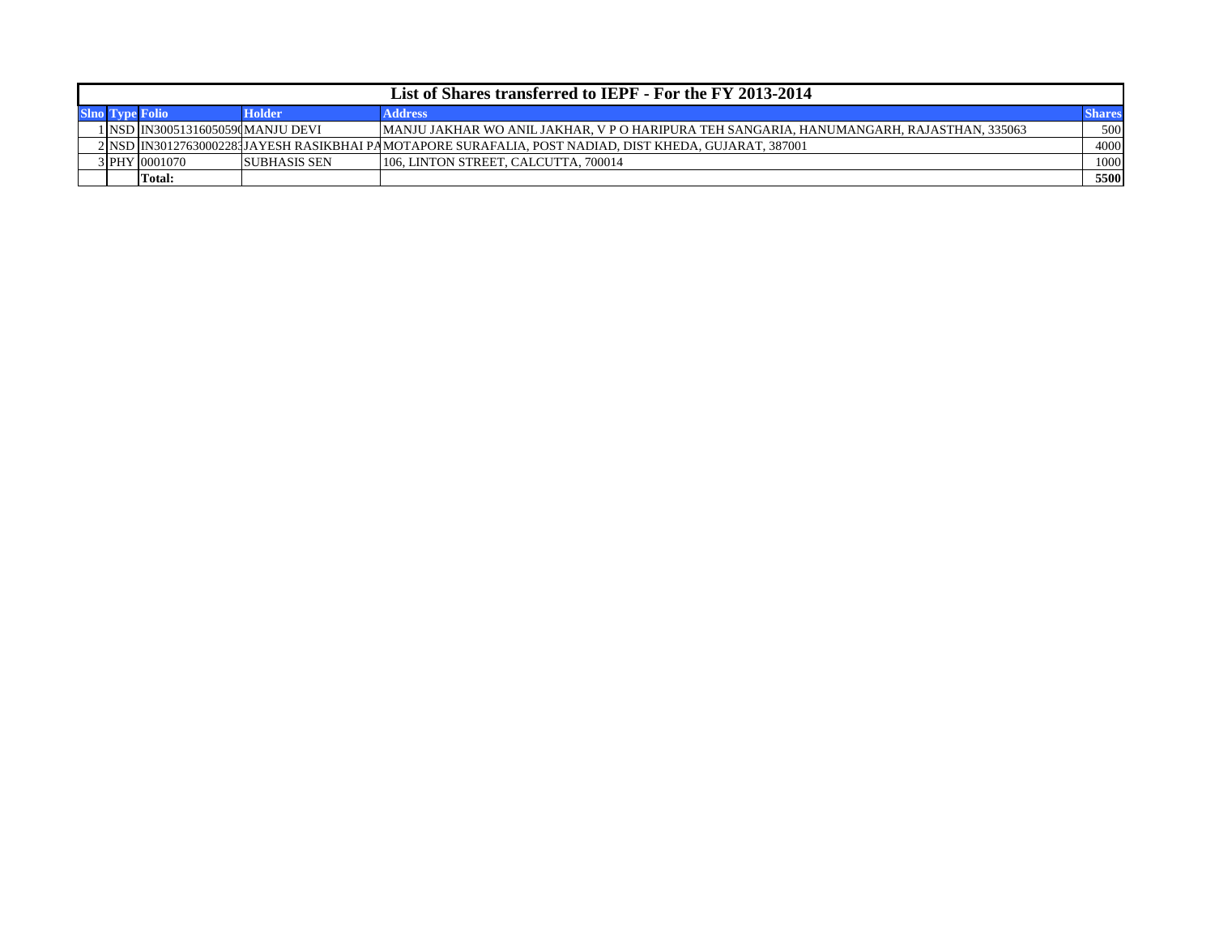# List of Shares transferred to IEPF - For the FY 2013-2014

| Slno | Type | Folio | Holder | Address | Shares |
|---|---|---|---|---|---|
| 1 | NSD | IN30051316050590 | MANJU DEVI | MANJU JAKHAR WO ANIL JAKHAR, V P O HARIPURA TEH SANGARIA, HANUMANGARH, RAJASTHAN, 335063 | 500 |
| 2 | NSD | IN30127630002283 | JAYESH RASIKBHAI PA | MOTAPORE SURAFALIA, POST NADIAD, DIST KHEDA, GUJARAT, 387001 | 4000 |
| 3 | PHY | 0001070 | SUBHASIS SEN | 106, LINTON STREET, CALCUTTA, 700014 | 1000 |
| | | **Total:** | | | **5500** |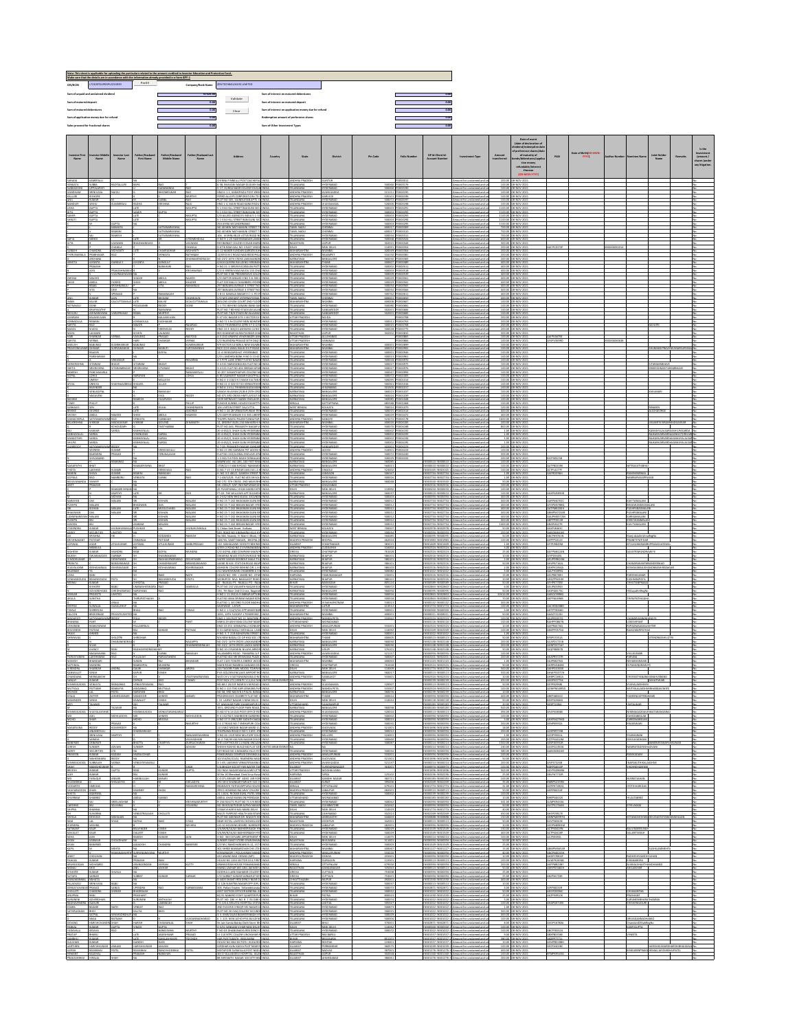Note: This sheet is applicable for uploading the particulars related to the amount credited to Investor Education and Protection Fund.
Make sure that the details are in accordance with the information already provided in e-form IEPF-2

| | | | |
|---|---|---|---|
| CIN/BCIN | | Company/Bank Name | |
| Sum of unpaid and unclaimed dividend | | Sum of interest on matured debentures | 0.00 |
| Sum of matured deposit | 0.00 | Sum of interest on matured deposit | 0.00 |
| Sum of matured debentures | 0.00 | Sum of interest on application money due for refund | 0.00 |
| Sum of application money due for refund | 0.00 | Redemption amount of preference shares | 0.00 |
| Sales proceed for fractional shares | 0.00 | Sum of Other Investment Types | 0.00 |

| Investor First Name | Investor Middle Name | Investor Last Name | Father/Husband First Name | Father/Husband Middle Name | Father/Husband Last Name | Address | Country | State | District | Pin Code | Folio Number | DP Id-Client Id-Account Number | Investment Type | Amount transferred | Date of event (date of declaration of dividend/redemption date of preference shares/date of maturity of bonds/debentures/application money refundable/interest thereon (DD-MON-YYYY)) | PAN | Date of Birth (DD-MON-YYYY) | Aadhar Number | Nominee Name | Joint Holder Name | Remarks | Is the Investment (amount / shares) under any litigation. |
|---|---|---|---|---|---|---|---|---|---|---|---|---|---|---|---|---|---|---|---|---|---|---|